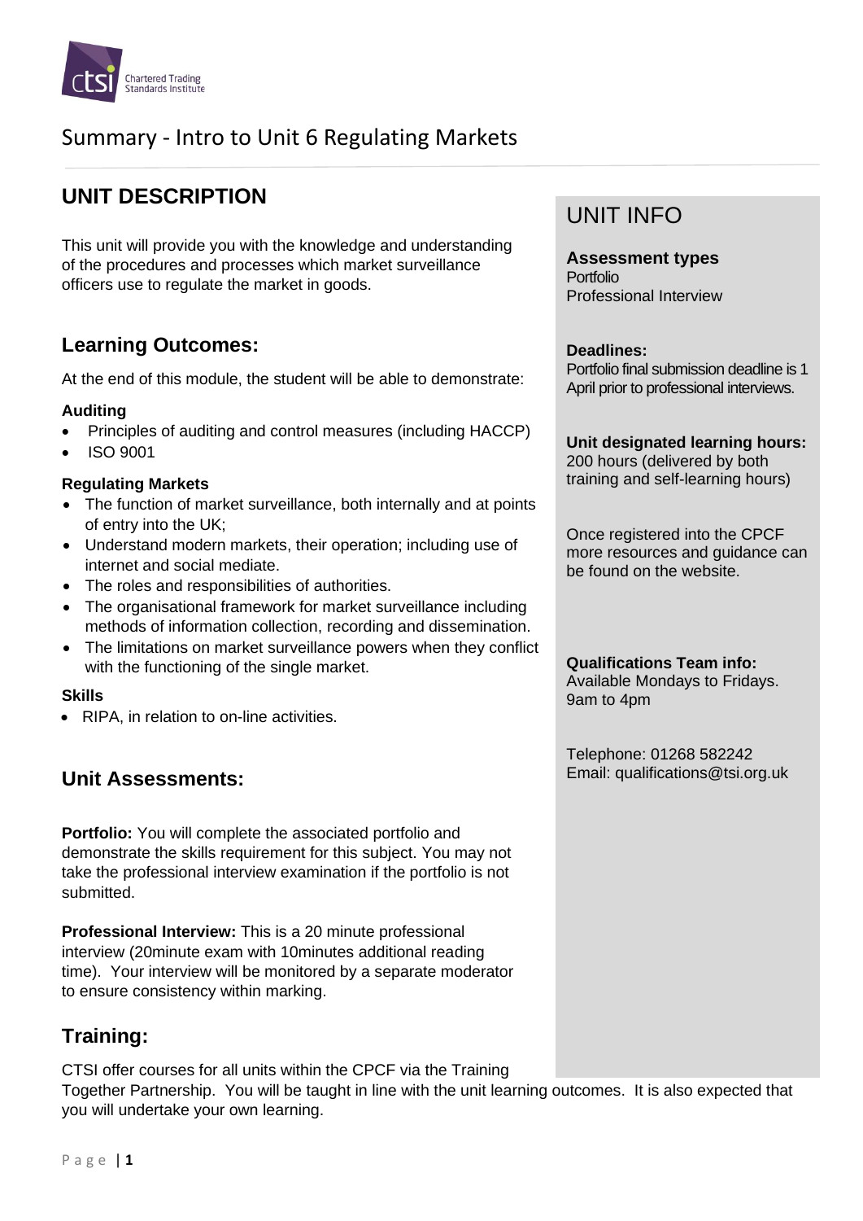# Summary - Intro to Unit 6 Regulating Markets

## UNIT DESCRIPTION

This unit will provide you with the knowledge and understanding of the procedures and processes which market surveillance officers use to regulate the market in goods.

### Learning Outcomes:

At the end of this module, the student will be able to demonstrate:

**Auditing**

- Principles of auditing and control measures (including HACCP)
- ISO 9001

**Regulating Markets**

- The function of market surveillance, both internally and at points of entry into the UK;
- Understand modern markets, their operation; including use of internet and social mediate.
- The roles and responsibilities of authorities.
- The organisational framework for market surveillance including methods of information collection, recording and dissemination.
- The limitations on market surveillance powers when they conflict with the functioning of the single market.

**Skills**

- RIPA, in relation to on-line activities.

### Unit Assessments:

**Portfolio:** You will complete the associated portfolio and demonstrate the skills requirement for this subject. You may not take the professional interview examination if the portfolio is not submitted.

**Professional Interview:** This is a 20 minute professional interview (20minute exam with 10minutes additional reading time). Your interview will be monitored by a separate moderator to ensure consistency within marking.

### Training:

CTSI offer courses for all units within the CPCF via the Training Together Partnership. You will be taught in line with the unit learning outcomes. It is also expected that you will undertake your own learning.

## UNIT INFO

**Assessment types**
Portfolio
Professional Interview

**Deadlines:**
Portfolio final submission deadline is 1 April prior to professional interviews.

**Unit designated learning hours:**
200 hours (delivered by both training and self-learning hours)

Once registered into the CPCF more resources and guidance can be found on the website.

**Qualifications Team info:**
Available Mondays to Fridays.
9am to 4pm

Telephone: 01268 582242
Email: qualifications@tsi.org.uk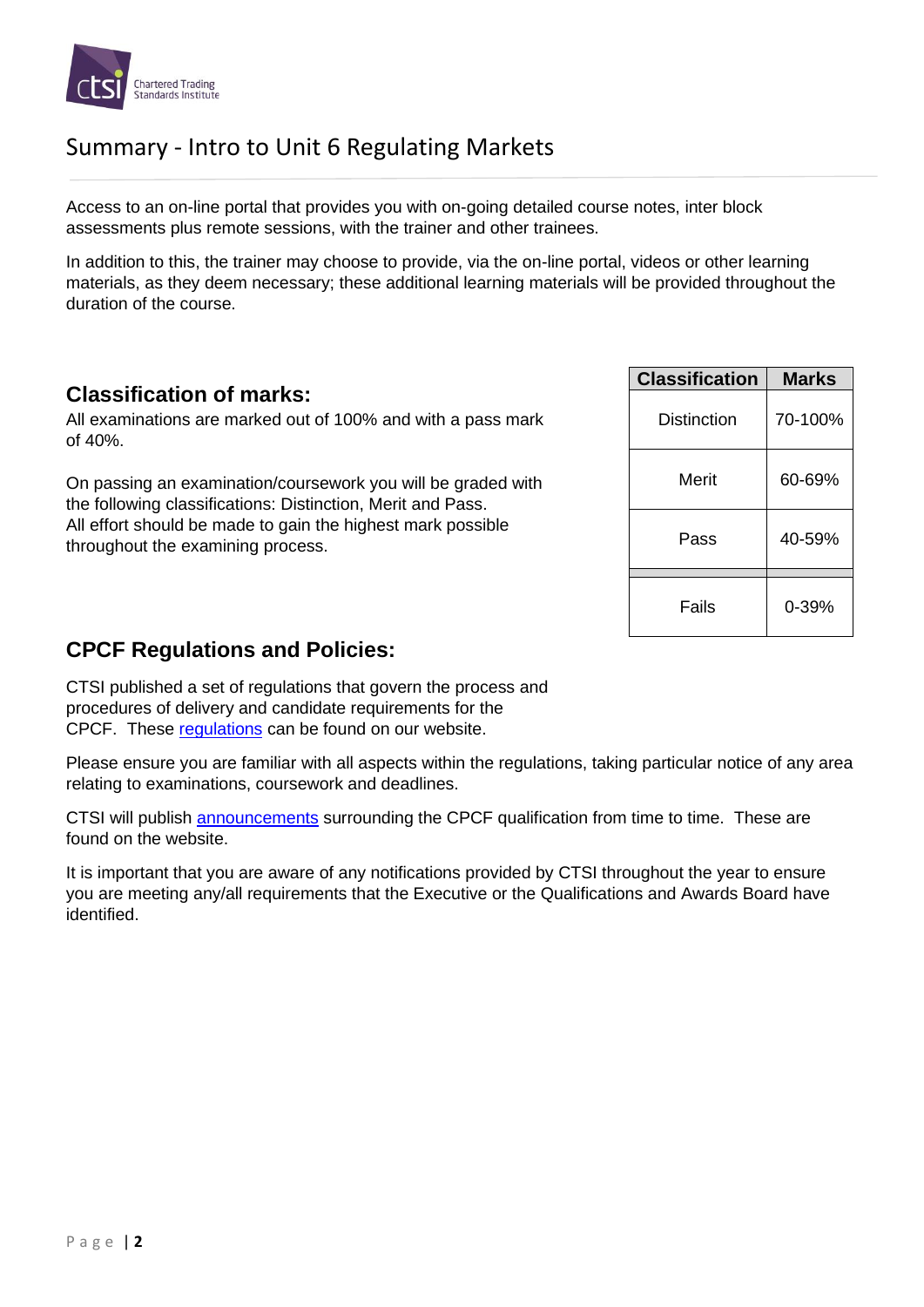# Summary - Intro to Unit 6 Regulating Markets

Access to an on-line portal that provides you with on-going detailed course notes, inter block assessments plus remote sessions, with the trainer and other trainees.

In addition to this, the trainer may choose to provide, via the on-line portal, videos or other learning materials, as they deem necessary; these additional learning materials will be provided throughout the duration of the course.

## Classification of marks:

All examinations are marked out of 100% and with a pass mark of 40%.

On passing an examination/coursework you will be graded with the following classifications: Distinction, Merit and Pass. All effort should be made to gain the highest mark possible throughout the examining process.

| Classification | Marks |
|---|---|
| Distinction | 70-100% |
| Merit | 60-69% |
| Pass | 40-59% |
| Fails | 0-39% |

## CPCF Regulations and Policies:

CTSI published a set of regulations that govern the process and procedures of delivery and candidate requirements for the CPCF. These regulations can be found on our website.

Please ensure you are familiar with all aspects within the regulations, taking particular notice of any area relating to examinations, coursework and deadlines.

CTSI will publish announcements surrounding the CPCF qualification from time to time. These are found on the website.

It is important that you are aware of any notifications provided by CTSI throughout the year to ensure you are meeting any/all requirements that the Executive or the Qualifications and Awards Board have identified.